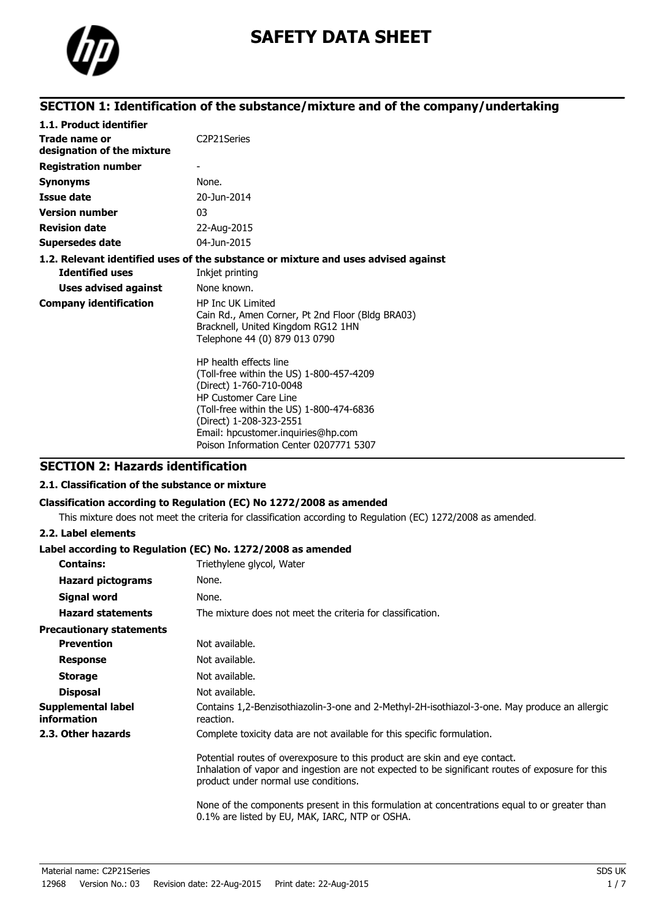# SAFETY DATA SHEET

## SECTION 1: Identification of the substance/mixture and of the company/undertaking

### 1.1. Product identifier

| | |
|---|---|
| **Trade name or designation of the mixture** | C2P21Series |
| **Registration number** | - |
| **Synonyms** | None. |
| **Issue date** | 20-Jun-2014 |
| **Version number** | 03 |
| **Revision date** | 22-Aug-2015 |
| **Supersedes date** | 04-Jun-2015 |

### 1.2. Relevant identified uses of the substance or mixture and uses advised against

| | |
|---|---|
| **Identified uses** | Inkjet printing |
| **Uses advised against** | None known. |

**Company identification**

HP Inc UK Limited
Cain Rd., Amen Corner, Pt 2nd Floor (Bldg BRA03)
Bracknell, United Kingdom RG12 1HN
Telephone 44 (0) 879 013 0790

HP health effects line
(Toll-free within the US) 1-800-457-4209
(Direct) 1-760-710-0048
HP Customer Care Line
(Toll-free within the US) 1-800-474-6836
(Direct) 1-208-323-2551
Email: hpcustomer.inquiries@hp.com
Poison Information Center 0207771 5307

## SECTION 2: Hazards identification

### 2.1. Classification of the substance or mixture

**Classification according to Regulation (EC) No 1272/2008 as amended**

This mixture does not meet the criteria for classification according to Regulation (EC) 1272/2008 as amended.

### 2.2. Label elements

**Label according to Regulation (EC) No. 1272/2008 as amended**

| | |
|---|---|
| **Contains:** | Triethylene glycol, Water |
| **Hazard pictograms** | None. |
| **Signal word** | None. |
| **Hazard statements** | The mixture does not meet the criteria for classification. |

**Precautionary statements**

| | |
|---|---|
| **Prevention** | Not available. |
| **Response** | Not available. |
| **Storage** | Not available. |
| **Disposal** | Not available. |
| **Supplemental label information** | Contains 1,2-Benzisothiazolin-3-one and 2-Methyl-2H-isothiazol-3-one. May produce an allergic reaction. |

### 2.3. Other hazards

Complete toxicity data are not available for this specific formulation.

Potential routes of overexposure to this product are skin and eye contact.
Inhalation of vapor and ingestion are not expected to be significant routes of exposure for this product under normal use conditions.

None of the components present in this formulation at concentrations equal to or greater than 0.1% are listed by EU, MAK, IARC, NTP or OSHA.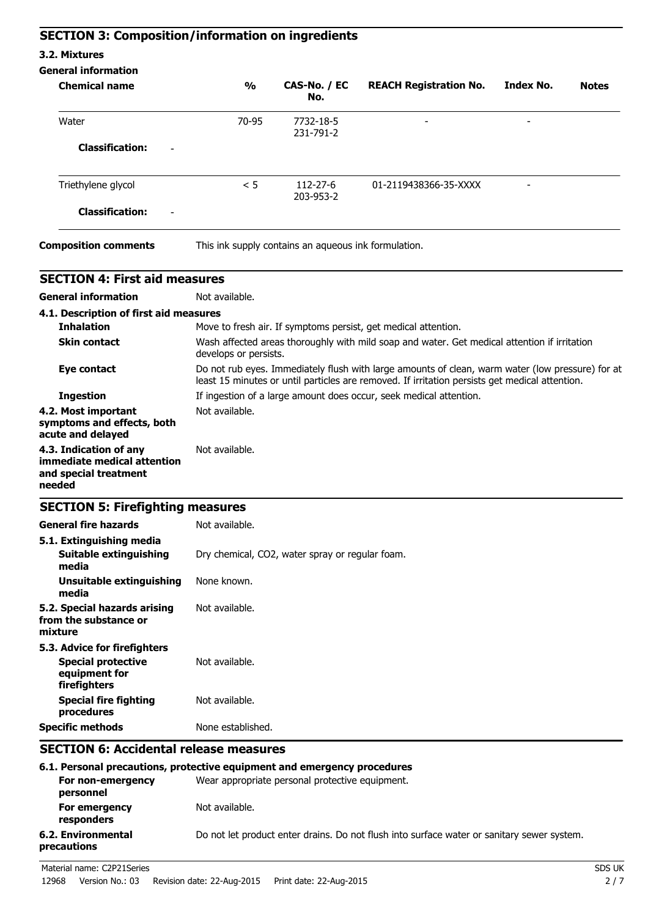## SECTION 3: Composition/information on ingredients

### 3.2. Mixtures

**General information**

| Chemical name | % | CAS-No. / EC No. | REACH Registration No. | Index No. | Notes |
|---|---|---|---|---|---|
| Water | 70-95 | 7732-18-5<br>231-791-2 | - | - | |
| **Classification:** - | | | | | |
| Triethylene glycol | < 5 | 112-27-6<br>203-953-2 | 01-2119438366-35-XXXX | - | |
| **Classification:** - | | | | | |

**Composition comments** This ink supply contains an aqueous ink formulation.

## SECTION 4: First aid measures

**General information** Not available.

**4.1. Description of first aid measures**

**Inhalation** Move to fresh air. If symptoms persist, get medical attention.

**Skin contact** Wash affected areas thoroughly with mild soap and water. Get medical attention if irritation develops or persists.

**Eye contact** Do not rub eyes. Immediately flush with large amounts of clean, warm water (low pressure) for at least 15 minutes or until particles are removed. If irritation persists get medical attention.

**Ingestion** If ingestion of a large amount does occur, seek medical attention.

**4.2. Most important symptoms and effects, both acute and delayed** Not available.

**4.3. Indication of any immediate medical attention and special treatment needed** Not available.

## SECTION 5: Firefighting measures

**General fire hazards** Not available.

**5.1. Extinguishing media**

**Suitable extinguishing media** Dry chemical, CO2, water spray or regular foam.

**Unsuitable extinguishing media** None known.

**5.2. Special hazards arising from the substance or mixture** Not available.

**5.3. Advice for firefighters**

**Special protective equipment for firefighters** Not available.

**Special fire fighting procedures** Not available.

**Specific methods** None established.

## SECTION 6: Accidental release measures

**6.1. Personal precautions, protective equipment and emergency procedures**

**For non-emergency personnel** Wear appropriate personal protective equipment.

**For emergency responders** Not available.

**6.2. Environmental precautions** Do not let product enter drains. Do not flush into surface water or sanitary sewer system.

Material name: C2P21Series

12968 Version No.: 03 Revision date: 22-Aug-2015 Print date: 22-Aug-2015

SDS UK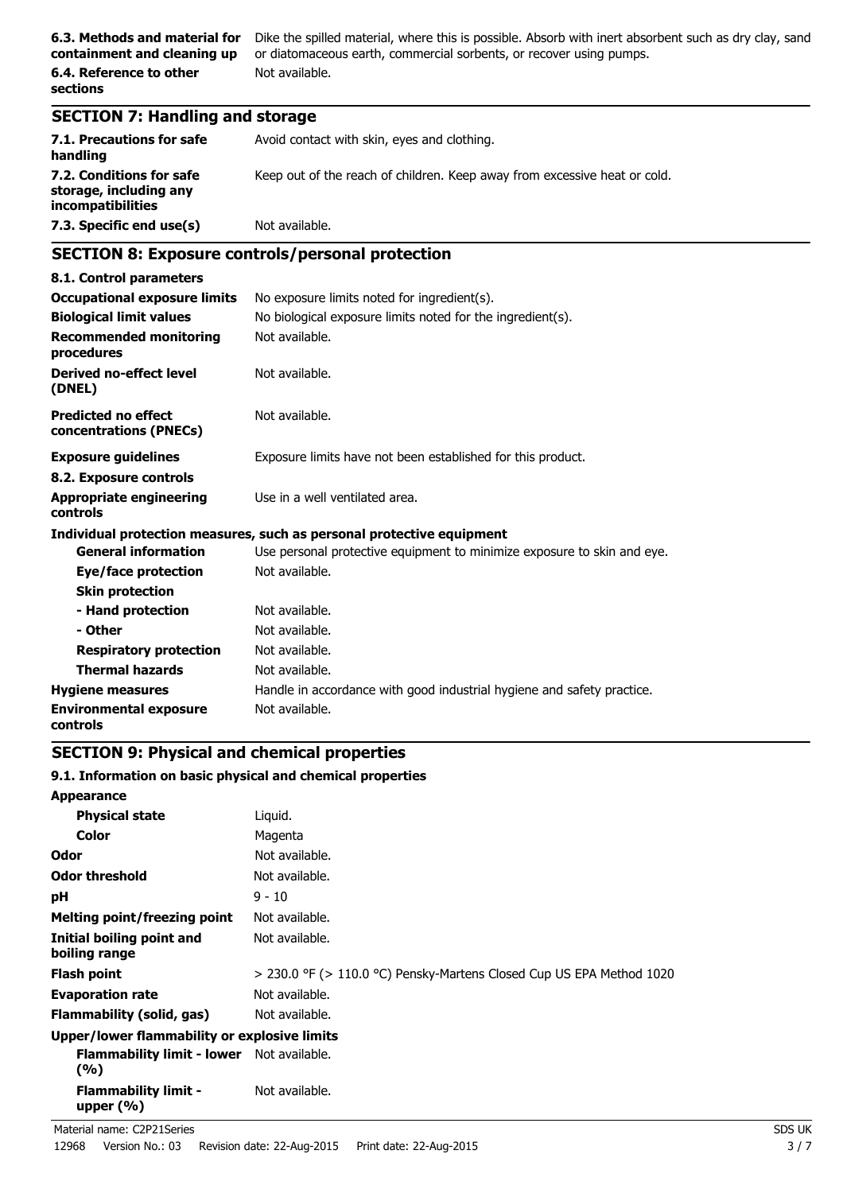| | |
|---|---|
| **6.3. Methods and material for containment and cleaning up** | Dike the spilled material, where this is possible. Absorb with inert absorbent such as dry clay, sand or diatomaceous earth, commercial sorbents, or recover using pumps. |
| **6.4. Reference to other sections** | Not available. |

## SECTION 7: Handling and storage

| | |
|---|---|
| **7.1. Precautions for safe handling** | Avoid contact with skin, eyes and clothing. |
| **7.2. Conditions for safe storage, including any incompatibilities** | Keep out of the reach of children. Keep away from excessive heat or cold. |
| **7.3. Specific end use(s)** | Not available. |

## SECTION 8: Exposure controls/personal protection

**8.1. Control parameters**

| | |
|---|---|
| **Occupational exposure limits** | No exposure limits noted for ingredient(s). |
| **Biological limit values** | No biological exposure limits noted for the ingredient(s). |
| **Recommended monitoring procedures** | Not available. |
| **Derived no-effect level (DNEL)** | Not available. |
| **Predicted no effect concentrations (PNECs)** | Not available. |
| **Exposure guidelines** | Exposure limits have not been established for this product. |

**8.2. Exposure controls**

| | |
|---|---|
| **Appropriate engineering controls** | Use in a well ventilated area. |

**Individual protection measures, such as personal protective equipment**

| | |
|---|---|
| **General information** | Use personal protective equipment to minimize exposure to skin and eye. |
| **Eye/face protection** | Not available. |
| **Skin protection** | |
| **- Hand protection** | Not available. |
| **- Other** | Not available. |
| **Respiratory protection** | Not available. |
| **Thermal hazards** | Not available. |
| **Hygiene measures** | Handle in accordance with good industrial hygiene and safety practice. |
| **Environmental exposure controls** | Not available. |

## SECTION 9: Physical and chemical properties

**9.1. Information on basic physical and chemical properties**

| | |
|---|---|
| **Appearance** | |
| **Physical state** | Liquid. |
| **Color** | Magenta |
| **Odor** | Not available. |
| **Odor threshold** | Not available. |
| **pH** | 9 - 10 |
| **Melting point/freezing point** | Not available. |
| **Initial boiling point and boiling range** | Not available. |
| **Flash point** | > 230.0 °F (> 110.0 °C) Pensky-Martens Closed Cup US EPA Method 1020 |
| **Evaporation rate** | Not available. |
| **Flammability (solid, gas)** | Not available. |
| **Upper/lower flammability or explosive limits** | |
| **Flammability limit - lower (%)** | Not available. |
| **Flammability limit - upper (%)** | Not available. |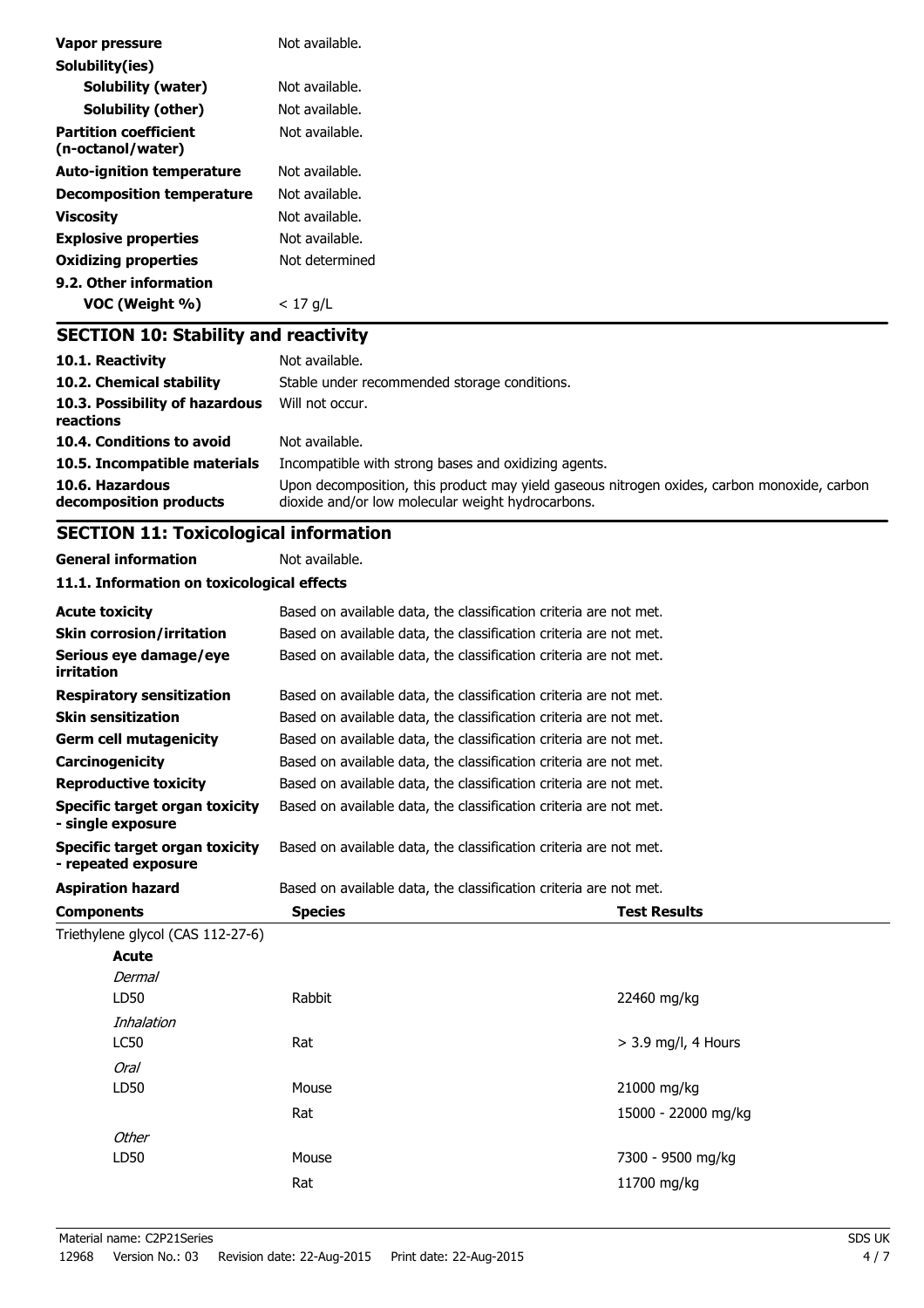| | |
|---|---|
| **Vapor pressure** | Not available. |
| **Solubility(ies)** | |
| **Solubility (water)** | Not available. |
| **Solubility (other)** | Not available. |
| **Partition coefficient (n-octanol/water)** | Not available. |
| **Auto-ignition temperature** | Not available. |
| **Decomposition temperature** | Not available. |
| **Viscosity** | Not available. |
| **Explosive properties** | Not available. |
| **Oxidizing properties** | Not determined |
| **9.2. Other information** | |
| **VOC (Weight %)** | < 17 g/L |

## SECTION 10: Stability and reactivity

| | |
|---|---|
| **10.1. Reactivity** | Not available. |
| **10.2. Chemical stability** | Stable under recommended storage conditions. |
| **10.3. Possibility of hazardous reactions** | Will not occur. |
| **10.4. Conditions to avoid** | Not available. |
| **10.5. Incompatible materials** | Incompatible with strong bases and oxidizing agents. |
| **10.6. Hazardous decomposition products** | Upon decomposition, this product may yield gaseous nitrogen oxides, carbon monoxide, carbon dioxide and/or low molecular weight hydrocarbons. |

## SECTION 11: Toxicological information

| | |
|---|---|
| **General information** | Not available. |

**11.1. Information on toxicological effects**

| | |
|---|---|
| **Acute toxicity** | Based on available data, the classification criteria are not met. |
| **Skin corrosion/irritation** | Based on available data, the classification criteria are not met. |
| **Serious eye damage/eye irritation** | Based on available data, the classification criteria are not met. |
| **Respiratory sensitization** | Based on available data, the classification criteria are not met. |
| **Skin sensitization** | Based on available data, the classification criteria are not met. |
| **Germ cell mutagenicity** | Based on available data, the classification criteria are not met. |
| **Carcinogenicity** | Based on available data, the classification criteria are not met. |
| **Reproductive toxicity** | Based on available data, the classification criteria are not met. |
| **Specific target organ toxicity - single exposure** | Based on available data, the classification criteria are not met. |
| **Specific target organ toxicity - repeated exposure** | Based on available data, the classification criteria are not met. |
| **Aspiration hazard** | Based on available data, the classification criteria are not met. |

| **Components** | **Species** | **Test Results** |
|---|---|---|
| Triethylene glycol (CAS 112-27-6) | | |
| **Acute** | | |
| *Dermal* | | |
| LD50 | Rabbit | 22460 mg/kg |
| *Inhalation* | | |
| LC50 | Rat | > 3.9 mg/l, 4 Hours |
| *Oral* | | |
| LD50 | Mouse | 21000 mg/kg |
| | Rat | 15000 - 22000 mg/kg |
| *Other* | | |
| LD50 | Mouse | 7300 - 9500 mg/kg |
| | Rat | 11700 mg/kg |

Material name: C2P21Series
12968 Version No.: 03 Revision date: 22-Aug-2015 Print date: 22-Aug-2015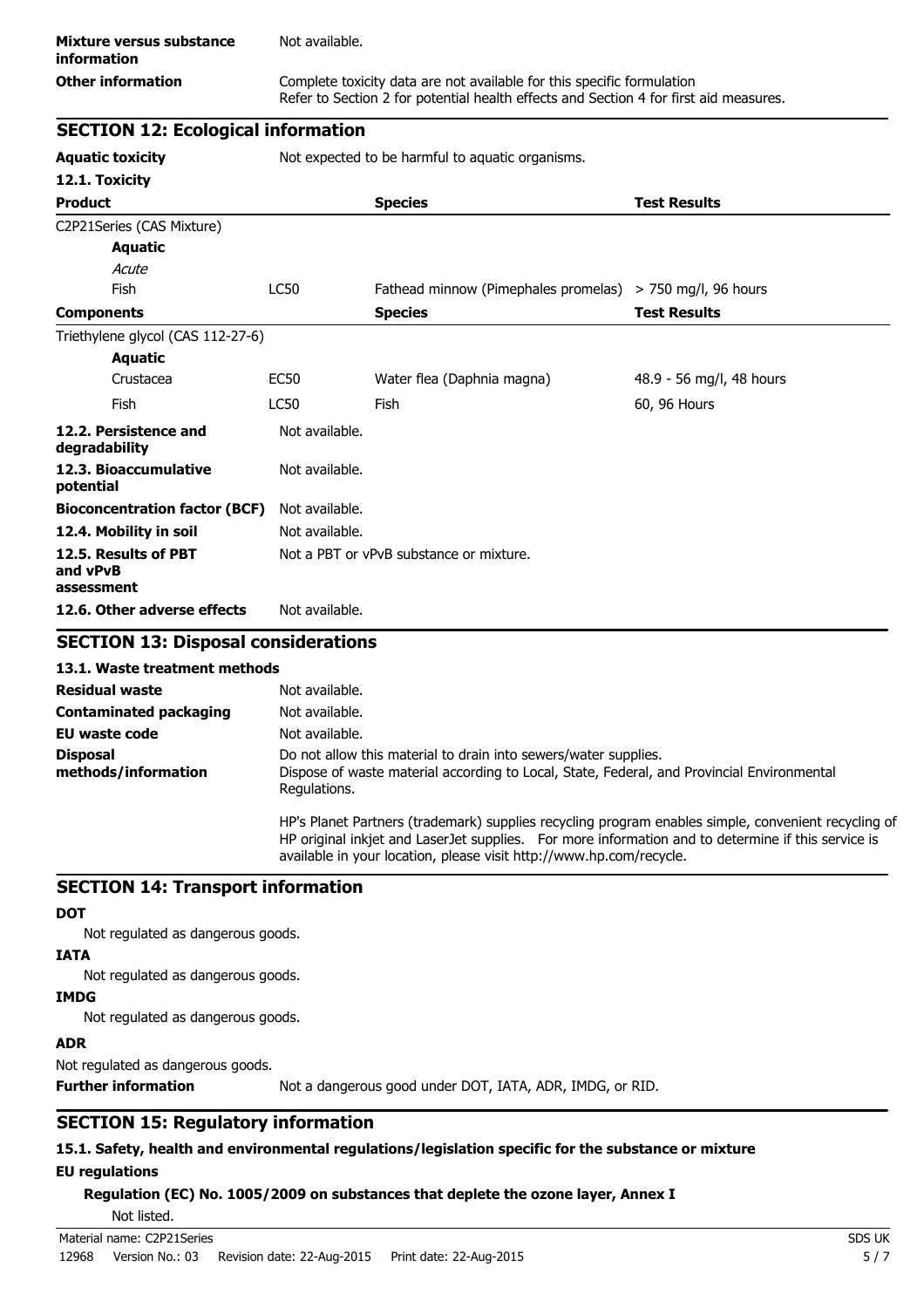**Mixture versus substance information** Not available.

**Other information** Complete toxicity data are not available for this specific formulation
Refer to Section 2 for potential health effects and Section 4 for first aid measures.

## SECTION 12: Ecological information

**Aquatic toxicity** Not expected to be harmful to aquatic organisms.

**12.1. Toxicity**

| Product | | Species | Test Results |
|---|---|---|---|
| C2P21Series (CAS Mixture) | | | |
| **Aquatic** | | | |
| *Acute* | | | |
| Fish | LC50 | Fathead minnow (Pimephales promelas) | > 750 mg/l, 96 hours |
| **Components** | | **Species** | **Test Results** |
| Triethylene glycol (CAS 112-27-6) | | | |
| **Aquatic** | | | |
| Crustacea | EC50 | Water flea (Daphnia magna) | 48.9 - 56 mg/l, 48 hours |
| Fish | LC50 | Fish | 60, 96 Hours |

**12.2. Persistence and degradability** Not available.

**12.3. Bioaccumulative potential** Not available.

**Bioconcentration factor (BCF)** Not available.

**12.4. Mobility in soil** Not available.

**12.5. Results of PBT and vPvB assessment** Not a PBT or vPvB substance or mixture.

**12.6. Other adverse effects** Not available.

## SECTION 13: Disposal considerations

**13.1. Waste treatment methods**

**Residual waste** Not available.

**Contaminated packaging** Not available.

**EU waste code** Not available.

**Disposal methods/information** Do not allow this material to drain into sewers/water supplies.
Dispose of waste material according to Local, State, Federal, and Provincial Environmental Regulations.

HP's Planet Partners (trademark) supplies recycling program enables simple, convenient recycling of HP original inkjet and LaserJet supplies. For more information and to determine if this service is available in your location, please visit http://www.hp.com/recycle.

## SECTION 14: Transport information

**DOT**

Not regulated as dangerous goods.

**IATA**

Not regulated as dangerous goods.

**IMDG**

Not regulated as dangerous goods.

**ADR**

Not regulated as dangerous goods.

**Further information** Not a dangerous good under DOT, IATA, ADR, IMDG, or RID.

## SECTION 15: Regulatory information

**15.1. Safety, health and environmental regulations/legislation specific for the substance or mixture**

**EU regulations**

**Regulation (EC) No. 1005/2009 on substances that deplete the ozone layer, Annex I**

Not listed.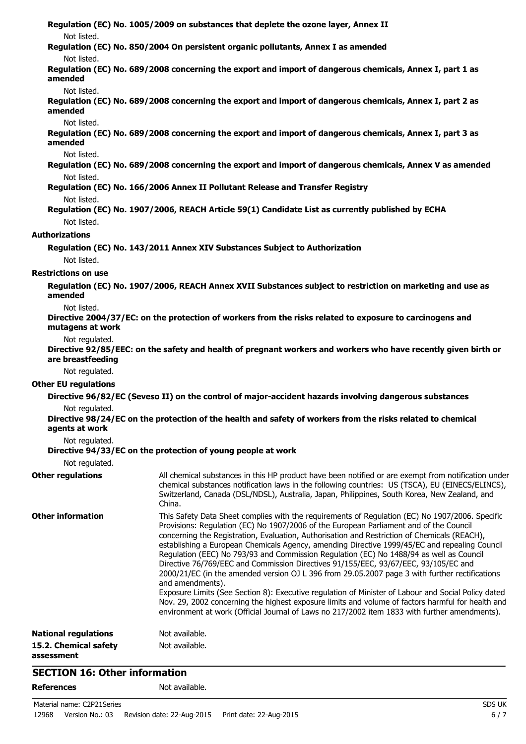**Regulation (EC) No. 1005/2009 on substances that deplete the ozone layer, Annex II**

Not listed.

**Regulation (EC) No. 850/2004 On persistent organic pollutants, Annex I as amended**

Not listed.

**Regulation (EC) No. 689/2008 concerning the export and import of dangerous chemicals, Annex I, part 1 as amended**

Not listed.

**Regulation (EC) No. 689/2008 concerning the export and import of dangerous chemicals, Annex I, part 2 as amended**

Not listed.

**Regulation (EC) No. 689/2008 concerning the export and import of dangerous chemicals, Annex I, part 3 as amended**

Not listed.

**Regulation (EC) No. 689/2008 concerning the export and import of dangerous chemicals, Annex V as amended**

Not listed.

**Regulation (EC) No. 166/2006 Annex II Pollutant Release and Transfer Registry**

Not listed.

**Regulation (EC) No. 1907/2006, REACH Article 59(1) Candidate List as currently published by ECHA**

Not listed.

**Authorizations**

**Regulation (EC) No. 143/2011 Annex XIV Substances Subject to Authorization**

Not listed.

**Restrictions on use**

**Regulation (EC) No. 1907/2006, REACH Annex XVII Substances subject to restriction on marketing and use as amended**

Not listed.

**Directive 2004/37/EC: on the protection of workers from the risks related to exposure to carcinogens and mutagens at work**

Not regulated.

**Directive 92/85/EEC: on the safety and health of pregnant workers and workers who have recently given birth or are breastfeeding**

Not regulated.

**Other EU regulations**

**Directive 96/82/EC (Seveso II) on the control of major-accident hazards involving dangerous substances**

Not regulated.

**Directive 98/24/EC on the protection of the health and safety of workers from the risks related to chemical agents at work**

Not regulated.

**Directive 94/33/EC on the protection of young people at work**

Not regulated.

**Other regulations** All chemical substances in this HP product have been notified or are exempt from notification under chemical substances notification laws in the following countries: US (TSCA), EU (EINECS/ELINCS), Switzerland, Canada (DSL/NDSL), Australia, Japan, Philippines, South Korea, New Zealand, and China.

**Other information** This Safety Data Sheet complies with the requirements of Regulation (EC) No 1907/2006. Specific Provisions: Regulation (EC) No 1907/2006 of the European Parliament and of the Council concerning the Registration, Evaluation, Authorisation and Restriction of Chemicals (REACH), establishing a European Chemicals Agency, amending Directive 1999/45/EC and repealing Council Regulation (EEC) No 793/93 and Commission Regulation (EC) No 1488/94 as well as Council Directive 76/769/EEC and Commission Directives 91/155/EEC, 93/67/EEC, 93/105/EC and 2000/21/EC (in the amended version OJ L 396 from 29.05.2007 page 3 with further rectifications and amendments).

Exposure Limits (See Section 8): Executive regulation of Minister of Labour and Social Policy dated Nov. 29, 2002 concerning the highest exposure limits and volume of factors harmful for health and environment at work (Official Journal of Laws no 217/2002 item 1833 with further amendments).

**National regulations** Not available.

**15.2. Chemical safety assessment** Not available.

## SECTION 16: Other information

**References** Not available.

Material name: C2P21Series

12968 Version No.: 03 Revision date: 22-Aug-2015 Print date: 22-Aug-2015

SDS UK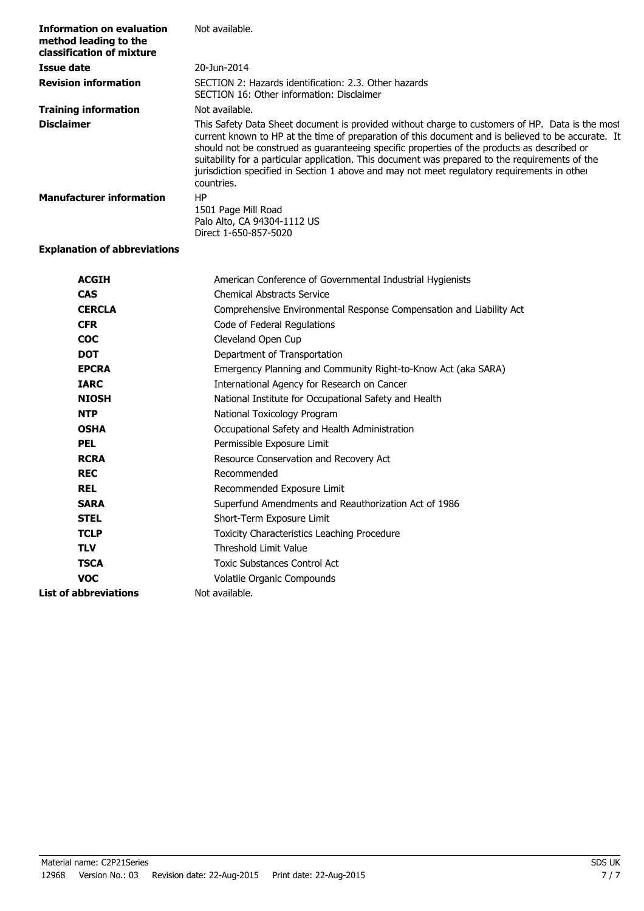| | |
|---|---|
| **Information on evaluation method leading to the classification of mixture** | Not available. |
| **Issue date** | 20-Jun-2014 |
| **Revision information** | SECTION 2: Hazards identification: 2.3. Other hazards<br>SECTION 16: Other information: Disclaimer |
| **Training information** | Not available. |
| **Disclaimer** | This Safety Data Sheet document is provided without charge to customers of HP. Data is the most current known to HP at the time of preparation of this document and is believed to be accurate. It should not be construed as guaranteeing specific properties of the products as described or suitability for a particular application. This document was prepared to the requirements of the jurisdiction specified in Section 1 above and may not meet regulatory requirements in other countries. |
| **Manufacturer information** | HP<br>1501 Page Mill Road<br>Palo Alto, CA 94304-1112 US<br>Direct 1-650-857-5020 |

**Explanation of abbreviations**

| | |
|---|---|
| **ACGIH** | American Conference of Governmental Industrial Hygienists |
| **CAS** | Chemical Abstracts Service |
| **CERCLA** | Comprehensive Environmental Response Compensation and Liability Act |
| **CFR** | Code of Federal Regulations |
| **COC** | Cleveland Open Cup |
| **DOT** | Department of Transportation |
| **EPCRA** | Emergency Planning and Community Right-to-Know Act (aka SARA) |
| **IARC** | International Agency for Research on Cancer |
| **NIOSH** | National Institute for Occupational Safety and Health |
| **NTP** | National Toxicology Program |
| **OSHA** | Occupational Safety and Health Administration |
| **PEL** | Permissible Exposure Limit |
| **RCRA** | Resource Conservation and Recovery Act |
| **REC** | Recommended |
| **REL** | Recommended Exposure Limit |
| **SARA** | Superfund Amendments and Reauthorization Act of 1986 |
| **STEL** | Short-Term Exposure Limit |
| **TCLP** | Toxicity Characteristics Leaching Procedure |
| **TLV** | Threshold Limit Value |
| **TSCA** | Toxic Substances Control Act |
| **VOC** | Volatile Organic Compounds |

**List of abbreviations** Not available.